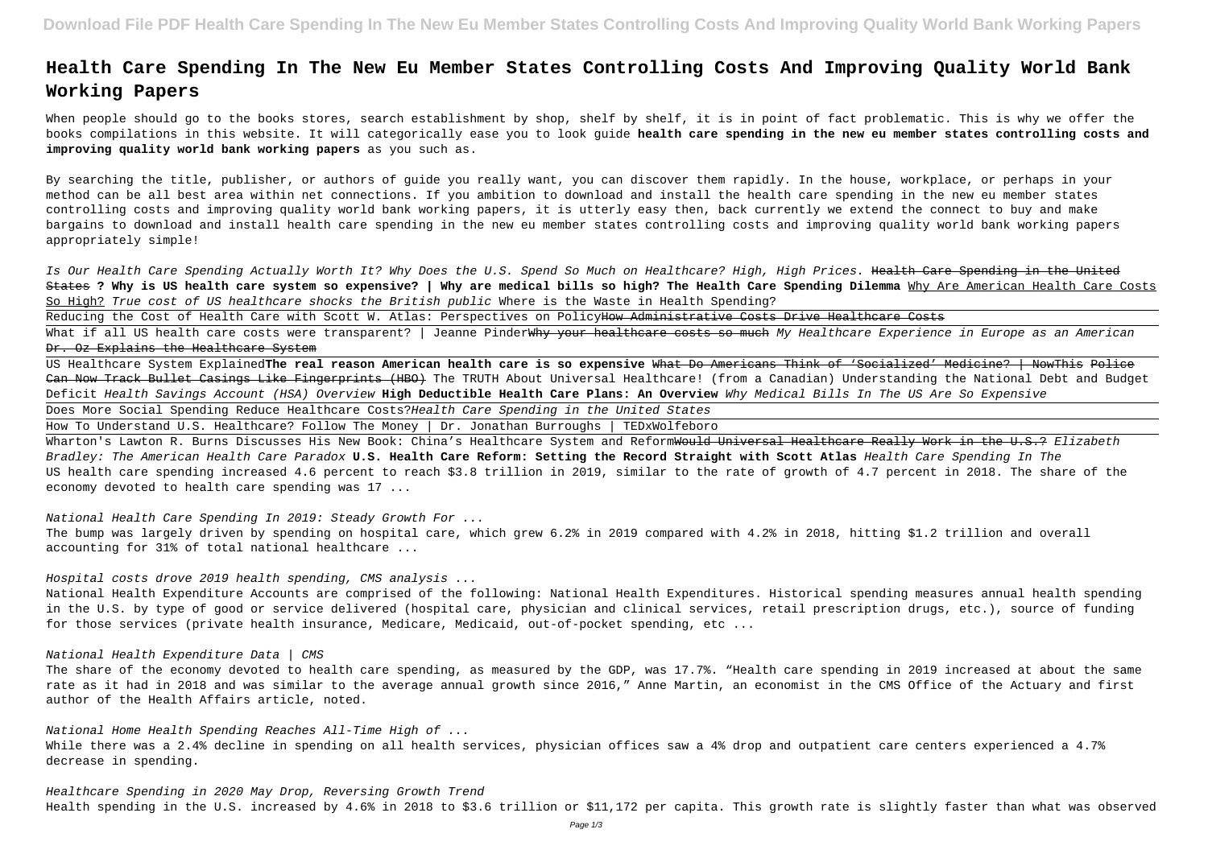# Health Care Spending In The New Eu Member States Controlling Costs And Improving Quality World Bank Working Papers

When people should go to the books stores, search establishment by shop, shelf by shelf, it is in point of fact problematic. This is why we offer the books compilations in this website. It will categorically ease you to look guide **health care spending in the new eu member states controlling costs and improving quality world bank working papers** as you such as.

By searching the title, publisher, or authors of guide you really want, you can discover them rapidly. In the house, workplace, or perhaps in your method can be all best area within net connections. If you ambition to download and install the health care spending in the new eu member states controlling costs and improving quality world bank working papers, it is utterly easy then, back currently we extend the connect to buy and make bargains to download and install health care spending in the new eu member states controlling costs and improving quality world bank working papers appropriately simple!

*Is Our Health Care Spending Actually Worth It? Why Does the U.S. Spend So Much on Healthcare? High, High Prices.* ~~Health Care Spending in the United States~~ **? Why is US health care system so expensive? | Why are medical bills so high? The Health Care Spending Dilemma** Why Are American Health Care Costs So High? *True cost of US healthcare shocks the British public* Where is the Waste in Health Spending?

Reducing the Cost of Health Care with Scott W. Atlas: Perspectives on Policy~~How Administrative Costs Drive Healthcare Costs~~

What if all US health care costs were transparent? | Jeanne Pinder~~Why your healthcare costs so much~~ *My Healthcare Experience in Europe as an American* ~~Dr. Oz Explains the Healthcare System~~

US Healthcare System Explained**The real reason American health care is so expensive** ~~What Do Americans Think of 'Socialized' Medicine? | NowThis~~ ~~Police Can Now Track Bullet Casings Like Fingerprints (HBO)~~ The TRUTH About Universal Healthcare! (from a Canadian) Understanding the National Debt and Budget Deficit *Health Savings Account (HSA) Overview* **High Deductible Health Care Plans: An Overview** *Why Medical Bills In The US Are So Expensive*

Does More Social Spending Reduce Healthcare Costs?*Health Care Spending in the United States*

How To Understand U.S. Healthcare? Follow The Money | Dr. Jonathan Burroughs | TEDxWolfeboro

Wharton's Lawton R. Burns Discusses His New Book: China's Healthcare System and Reform~~Would Universal Healthcare Really Work in the U.S.?~~ *Elizabeth Bradley: The American Health Care Paradox* **U.S. Health Care Reform: Setting the Record Straight with Scott Atlas** *Health Care Spending In The*

US health care spending increased 4.6 percent to reach $3.8 trillion in 2019, similar to the rate of growth of 4.7 percent in 2018. The share of the economy devoted to health care spending was 17 ...

*National Health Care Spending In 2019: Steady Growth For ...*

The bump was largely driven by spending on hospital care, which grew 6.2% in 2019 compared with 4.2% in 2018, hitting $1.2 trillion and overall accounting for 31% of total national healthcare ...

*Hospital costs drove 2019 health spending, CMS analysis ...*

National Health Expenditure Accounts are comprised of the following: National Health Expenditures. Historical spending measures annual health spending in the U.S. by type of good or service delivered (hospital care, physician and clinical services, retail prescription drugs, etc.), source of funding for those services (private health insurance, Medicare, Medicaid, out-of-pocket spending, etc ...

*National Health Expenditure Data | CMS*

The share of the economy devoted to health care spending, as measured by the GDP, was 17.7%. "Health care spending in 2019 increased at about the same rate as it had in 2018 and was similar to the average annual growth since 2016," Anne Martin, an economist in the CMS Office of the Actuary and first author of the Health Affairs article, noted.

*National Home Health Spending Reaches All-Time High of ...*

While there was a 2.4% decline in spending on all health services, physician offices saw a 4% drop and outpatient care centers experienced a 4.7% decrease in spending.

*Healthcare Spending in 2020 May Drop, Reversing Growth Trend*

Health spending in the U.S. increased by 4.6% in 2018 to $3.6 trillion or $11,172 per capita. This growth rate is slightly faster than what was observed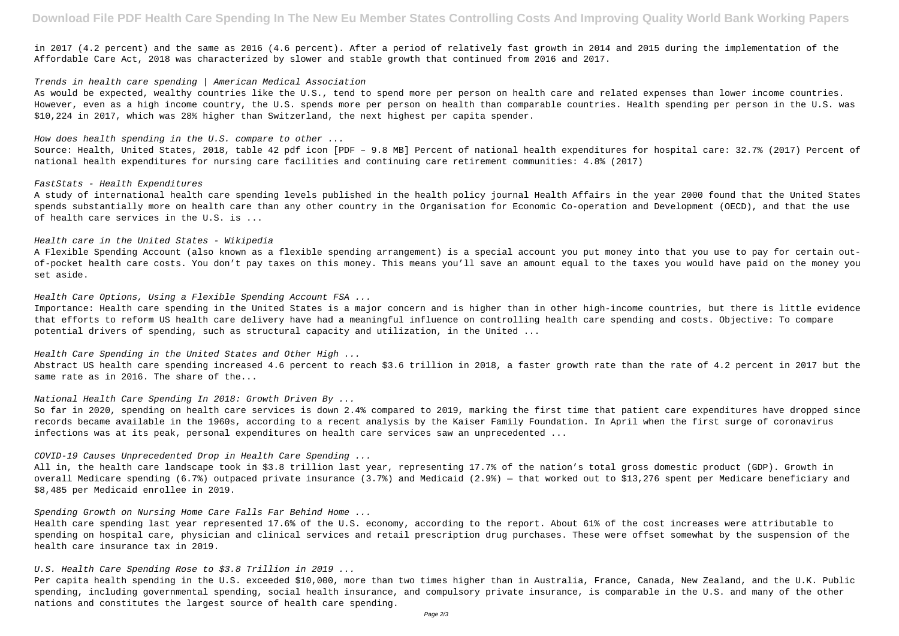in 2017 (4.2 percent) and the same as 2016 (4.6 percent). After a period of relatively fast growth in 2014 and 2015 during the implementation of the Affordable Care Act, 2018 was characterized by slower and stable growth that continued from 2016 and 2017.

*Trends in health care spending | American Medical Association*

As would be expected, wealthy countries like the U.S., tend to spend more per person on health care and related expenses than lower income countries. However, even as a high income country, the U.S. spends more per person on health than comparable countries. Health spending per person in the U.S. was $10,224 in 2017, which was 28% higher than Switzerland, the next highest per capita spender.

*How does health spending in the U.S. compare to other ...*

Source: Health, United States, 2018, table 42 pdf icon [PDF – 9.8 MB] Percent of national health expenditures for hospital care: 32.7% (2017) Percent of national health expenditures for nursing care facilities and continuing care retirement communities: 4.8% (2017)

*FastStats - Health Expenditures*

A study of international health care spending levels published in the health policy journal Health Affairs in the year 2000 found that the United States spends substantially more on health care than any other country in the Organisation for Economic Co-operation and Development (OECD), and that the use of health care services in the U.S. is ...

*Health care in the United States - Wikipedia*

A Flexible Spending Account (also known as a flexible spending arrangement) is a special account you put money into that you use to pay for certain out-of-pocket health care costs. You don't pay taxes on this money. This means you'll save an amount equal to the taxes you would have paid on the money you set aside.

*Health Care Options, Using a Flexible Spending Account FSA ...*

Importance: Health care spending in the United States is a major concern and is higher than in other high-income countries, but there is little evidence that efforts to reform US health care delivery have had a meaningful influence on controlling health care spending and costs. Objective: To compare potential drivers of spending, such as structural capacity and utilization, in the United ...

*Health Care Spending in the United States and Other High ...*

Abstract US health care spending increased 4.6 percent to reach $3.6 trillion in 2018, a faster growth rate than the rate of 4.2 percent in 2017 but the same rate as in 2016. The share of the...

*National Health Care Spending In 2018: Growth Driven By ...*

So far in 2020, spending on health care services is down 2.4% compared to 2019, marking the first time that patient care expenditures have dropped since records became available in the 1960s, according to a recent analysis by the Kaiser Family Foundation. In April when the first surge of coronavirus infections was at its peak, personal expenditures on health care services saw an unprecedented ...

*COVID-19 Causes Unprecedented Drop in Health Care Spending ...*

All in, the health care landscape took in $3.8 trillion last year, representing 17.7% of the nation's total gross domestic product (GDP). Growth in overall Medicare spending (6.7%) outpaced private insurance (3.7%) and Medicaid (2.9%) — that worked out to $13,276 spent per Medicare beneficiary and $8,485 per Medicaid enrollee in 2019.

*Spending Growth on Nursing Home Care Falls Far Behind Home ...*

Health care spending last year represented 17.6% of the U.S. economy, according to the report. About 61% of the cost increases were attributable to spending on hospital care, physician and clinical services and retail prescription drug purchases. These were offset somewhat by the suspension of the health care insurance tax in 2019.

*U.S. Health Care Spending Rose to $3.8 Trillion in 2019 ...*

Per capita health spending in the U.S. exceeded $10,000, more than two times higher than in Australia, France, Canada, New Zealand, and the U.K. Public spending, including governmental spending, social health insurance, and compulsory private insurance, is comparable in the U.S. and many of the other nations and constitutes the largest source of health care spending.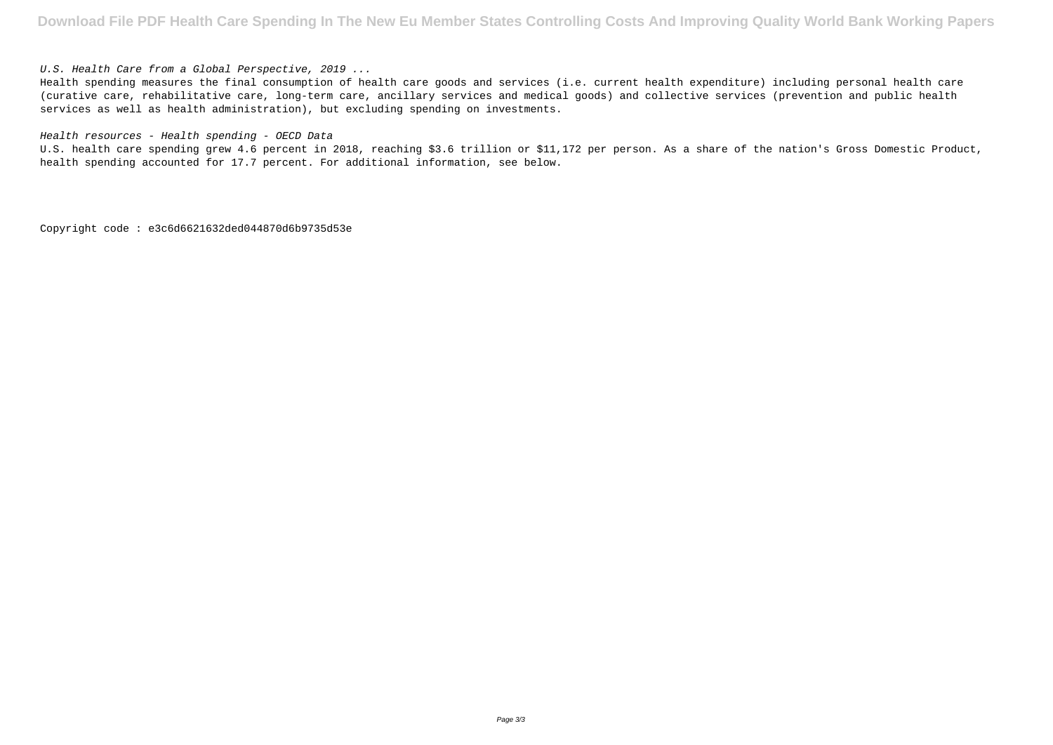*U.S. Health Care from a Global Perspective, 2019 ...*

Health spending measures the final consumption of health care goods and services (i.e. current health expenditure) including personal health care (curative care, rehabilitative care, long-term care, ancillary services and medical goods) and collective services (prevention and public health services as well as health administration), but excluding spending on investments.

*Health resources - Health spending - OECD Data*

U.S. health care spending grew 4.6 percent in 2018, reaching $3.6 trillion or $11,172 per person. As a share of the nation's Gross Domestic Product, health spending accounted for 17.7 percent. For additional information, see below.

Copyright code : e3c6d6621632ded044870d6b9735d53e